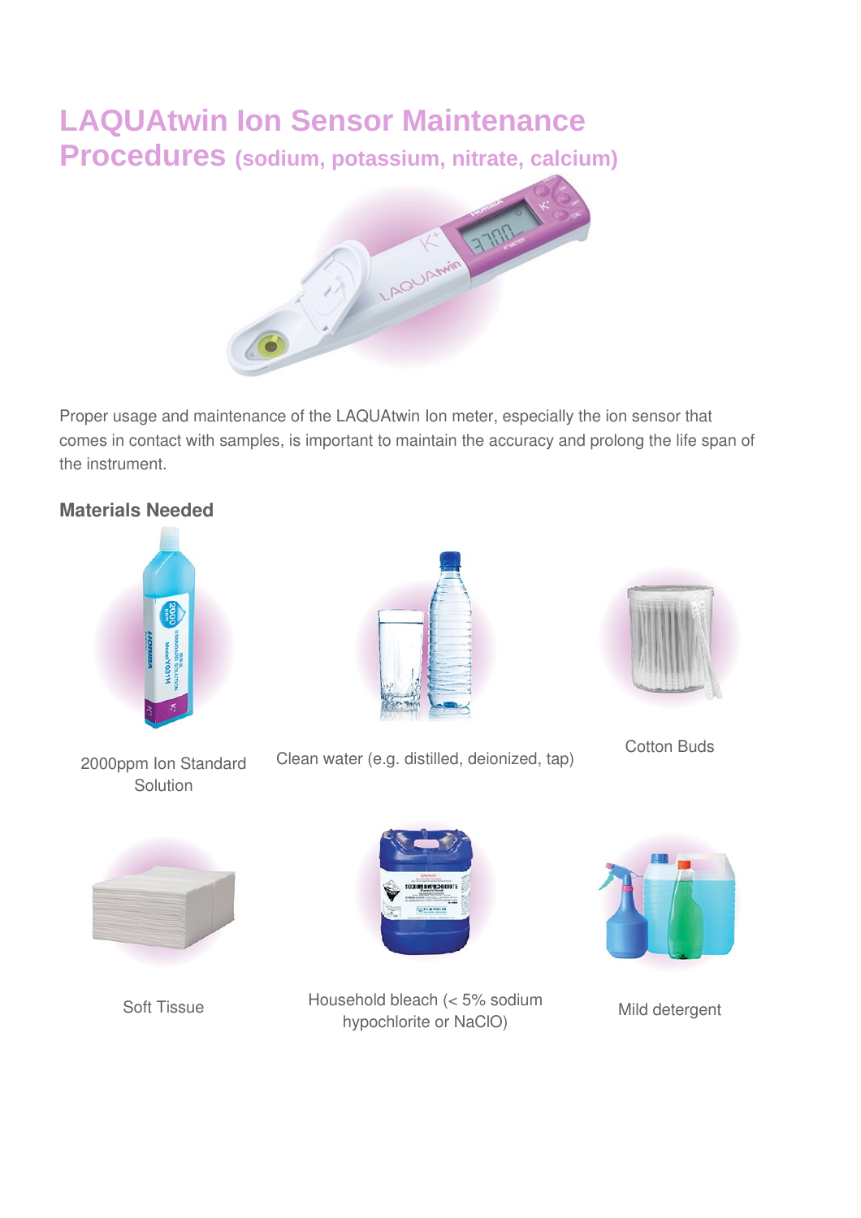# LAQUAtwin Ion Sensor Maintenance Procedures (sodium, potassium, nitrate, calcium)

Proper usage and maintenance of the LAQUAtwin Ion meter, especially the ion sensor that comes in contact with samples, is important to maintain the accuracy and prolong the life span of the instrument.

## Materials Needed

- 2000ppm Ion Standard Solution
- Clean water (e.g. distilled, deionized, tap)
- Cotton Buds
- Soft Tissue
- Household bleach (< 5% sodium hypochlorite or NaClO)
- Mild detergent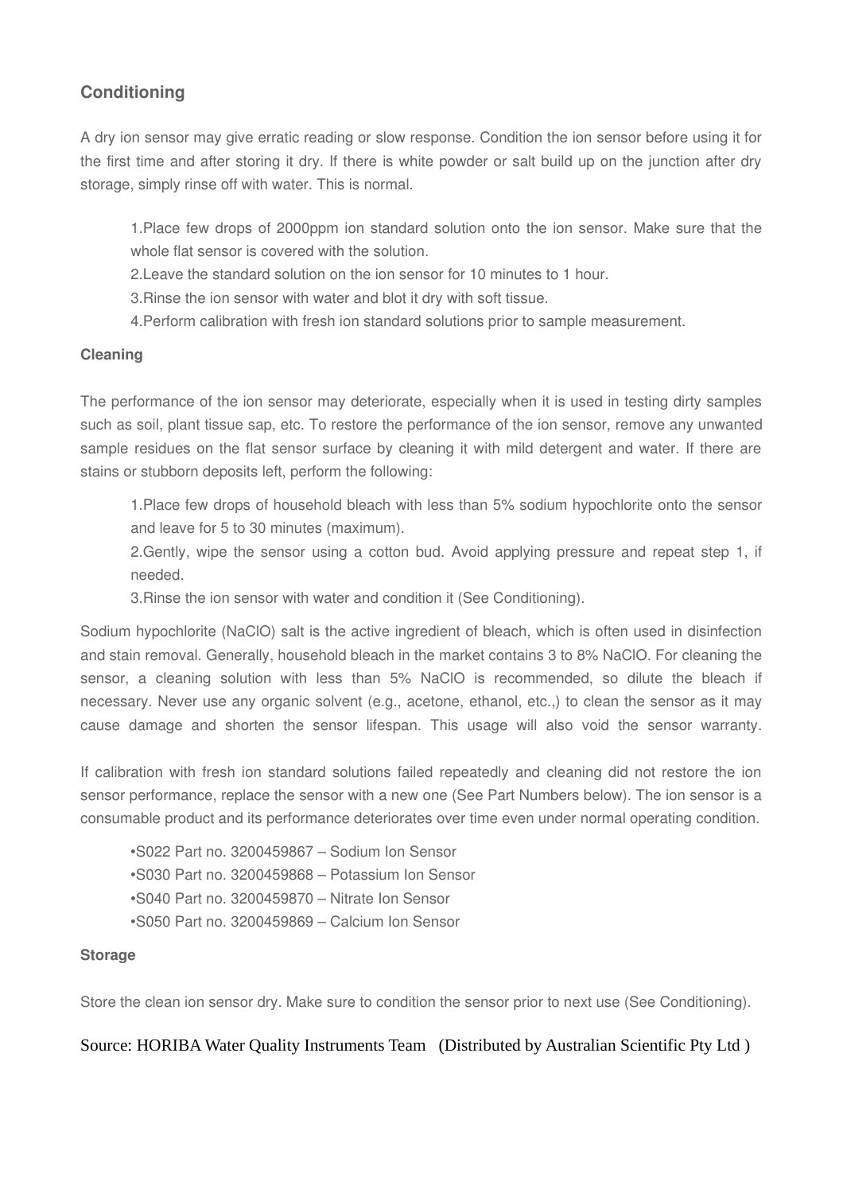## Conditioning

A dry ion sensor may give erratic reading or slow response. Condition the ion sensor before using it for the first time and after storing it dry. If there is white powder or salt build up on the junction after dry storage, simply rinse off with water. This is normal.

1. Place few drops of 2000ppm ion standard solution onto the ion sensor. Make sure that the whole flat sensor is covered with the solution.
2. Leave the standard solution on the ion sensor for 10 minutes to 1 hour.
3. Rinse the ion sensor with water and blot it dry with soft tissue.
4. Perform calibration with fresh ion standard solutions prior to sample measurement.

### Cleaning

The performance of the ion sensor may deteriorate, especially when it is used in testing dirty samples such as soil, plant tissue sap, etc. To restore the performance of the ion sensor, remove any unwanted sample residues on the flat sensor surface by cleaning it with mild detergent and water. If there are stains or stubborn deposits left, perform the following:

1. Place few drops of household bleach with less than 5% sodium hypochlorite onto the sensor and leave for 5 to 30 minutes (maximum).
2. Gently, wipe the sensor using a cotton bud. Avoid applying pressure and repeat step 1, if needed.
3. Rinse the ion sensor with water and condition it (See Conditioning).

Sodium hypochlorite (NaClO) salt is the active ingredient of bleach, which is often used in disinfection and stain removal. Generally, household bleach in the market contains 3 to 8% NaClO. For cleaning the sensor, a cleaning solution with less than 5% NaClO is recommended, so dilute the bleach if necessary. Never use any organic solvent (e.g., acetone, ethanol, etc.,) to clean the sensor as it may cause damage and shorten the sensor lifespan. This usage will also void the sensor warranty.

If calibration with fresh ion standard solutions failed repeatedly and cleaning did not restore the ion sensor performance, replace the sensor with a new one (See Part Numbers below). The ion sensor is a consumable product and its performance deteriorates over time even under normal operating condition.

- S022 Part no. 3200459867 – Sodium Ion Sensor
- S030 Part no. 3200459868 – Potassium Ion Sensor
- S040 Part no. 3200459870 – Nitrate Ion Sensor
- S050 Part no. 3200459869 – Calcium Ion Sensor

### Storage

Store the clean ion sensor dry. Make sure to condition the sensor prior to next use (See Conditioning).

Source: HORIBA Water Quality Instruments Team (Distributed by Australian Scientific Pty Ltd )